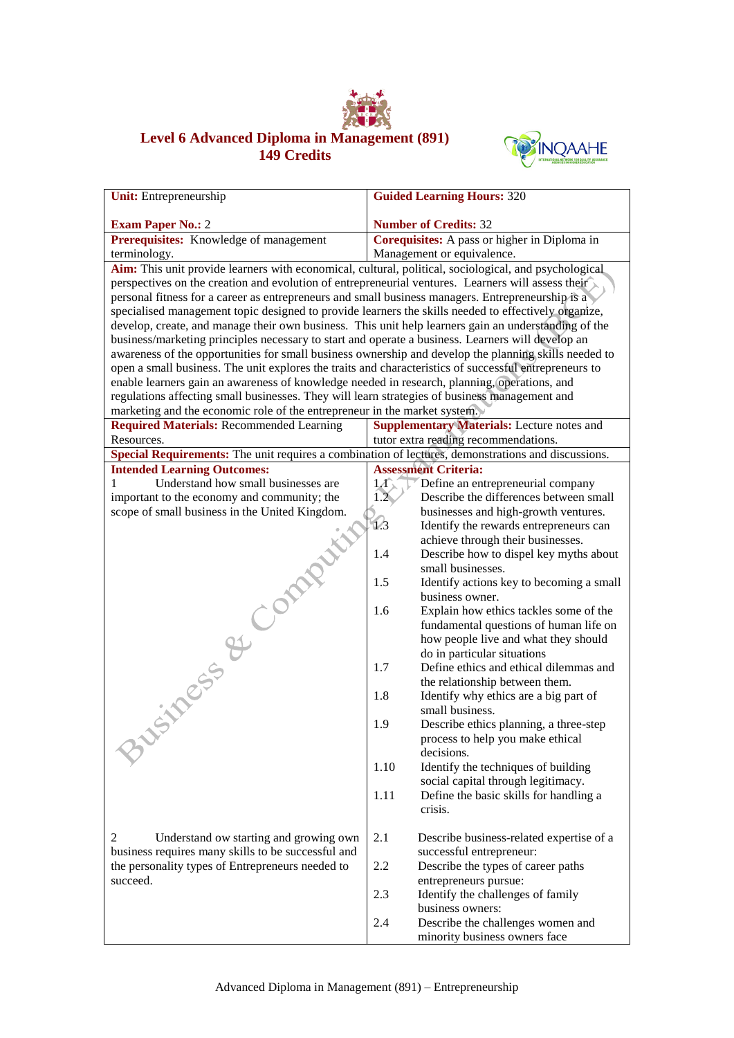# Level 6 Advanced Diploma in Management (891)
## 149 Credits

| **Unit:** Entrepreneurship<br><br>**Exam Paper No.:** 2 | **Guided Learning Hours:** 320<br><br>**Number of Credits:** 32 |
|---|---|
| **Prerequisites:** Knowledge of management terminology. | **Corequisites:** A pass or higher in Diploma in Management or equivalence. |
| **Aim:** This unit provide learners with economical, cultural, political, sociological, and psychological perspectives on the creation and evolution of entrepreneurial ventures. Learners will assess their personal fitness for a career as entrepreneurs and small business managers. Entrepreneurship is a specialised management topic designed to provide learners the skills needed to effectively organize, develop, create, and manage their own business. This unit help learners gain an understanding of the business/marketing principles necessary to start and operate a business. Learners will develop an awareness of the opportunities for small business ownership and develop the planning skills needed to open a small business. The unit explores the traits and characteristics of successful entrepreneurs to enable learners gain an awareness of knowledge needed in research, planning, operations, and regulations affecting small businesses. They will learn strategies of business management and marketing and the economic role of the entrepreneur in the market system. | |
| **Required Materials:** Recommended Learning Resources. | **Supplementary Materials:** Lecture notes and tutor extra reading recommendations. |
| **Special Requirements:** The unit requires a combination of lectures, demonstrations and discussions. | |
| **Intended Learning Outcomes:** | **Assessment Criteria:** |
| 1 Understand how small businesses are important to the economy and community; the scope of small business in the United Kingdom. | 1.1 Define an entrepreneurial company<br>1.2 Describe the differences between small businesses and high-growth ventures.<br>1.3 Identify the rewards entrepreneurs can achieve through their businesses.<br>1.4 Describe how to dispel key myths about small businesses.<br>1.5 Identify actions key to becoming a small business owner.<br>1.6 Explain how ethics tackles some of the fundamental questions of human life on how people live and what they should do in particular situations<br>1.7 Define ethics and ethical dilemmas and the relationship between them.<br>1.8 Identify why ethics are a big part of small business.<br>1.9 Describe ethics planning, a three-step process to help you make ethical decisions.<br>1.10 Identify the techniques of building social capital through legitimacy.<br>1.11 Define the basic skills for handling a crisis. |
| 2 Understand ow starting and growing own business requires many skills to be successful and the personality types of Entrepreneurs needed to succeed. | 2.1 Describe business-related expertise of a successful entrepreneur:<br>2.2 Describe the types of career paths entrepreneurs pursue:<br>2.3 Identify the challenges of family business owners:<br>2.4 Describe the challenges women and minority business owners face |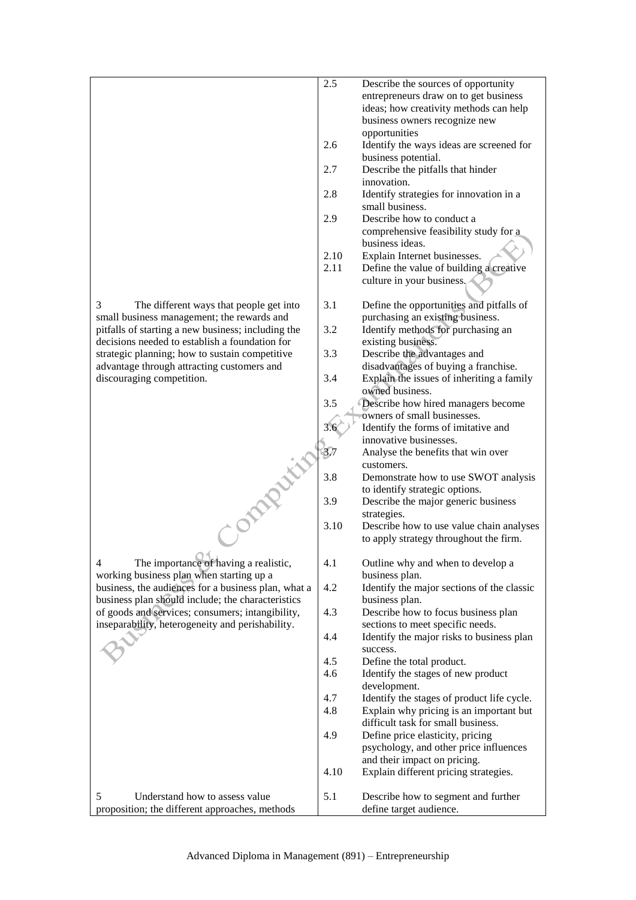| Learning Outcome | Assessment Criteria | |
|---|---|---|
| | 2.5 | Describe the sources of opportunity entrepreneurs draw on to get business ideas; how creativity methods can help business owners recognize new opportunities |
| | 2.6 | Identify the ways ideas are screened for business potential. |
| | 2.7 | Describe the pitfalls that hinder innovation. |
| | 2.8 | Identify strategies for innovation in a small business. |
| | 2.9 | Describe how to conduct a comprehensive feasibility study for a business ideas. |
| | 2.10 | Explain Internet businesses. |
| | 2.11 | Define the value of building a creative culture in your business. |
| 3 The different ways that people get into small business management; the rewards and pitfalls of starting a new business; including the decisions needed to establish a foundation for strategic planning; how to sustain competitive advantage through attracting customers and discouraging competition. | 3.1 | Define the opportunities and pitfalls of purchasing an existing business. |
| | 3.2 | Identify methods for purchasing an existing business. |
| | 3.3 | Describe the advantages and disadvantages of buying a franchise. |
| | 3.4 | Explain the issues of inheriting a family owned business. |
| | 3.5 | Describe how hired managers become owners of small businesses. |
| | 3.6 | Identify the forms of imitative and innovative businesses. |
| | 3.7 | Analyse the benefits that win over customers. |
| | 3.8 | Demonstrate how to use SWOT analysis to identify strategic options. |
| | 3.9 | Describe the major generic business strategies. |
| | 3.10 | Describe how to use value chain analyses to apply strategy throughout the firm. |
| 4 The importance of having a realistic, working business plan when starting up a business, the audiences for a business plan, what a business plan should include; the characteristics of goods and services; consumers; intangibility, inseparability, heterogeneity and perishability. | 4.1 | Outline why and when to develop a business plan. |
| | 4.2 | Identify the major sections of the classic business plan. |
| | 4.3 | Describe how to focus business plan sections to meet specific needs. |
| | 4.4 | Identify the major risks to business plan success. |
| | 4.5 | Define the total product. |
| | 4.6 | Identify the stages of new product development. |
| | 4.7 | Identify the stages of product life cycle. |
| | 4.8 | Explain why pricing is an important but difficult task for small business. |
| | 4.9 | Define price elasticity, pricing psychology, and other price influences and their impact on pricing. |
| | 4.10 | Explain different pricing strategies. |
| 5 Understand how to assess value proposition; the different approaches, methods | 5.1 | Describe how to segment and further define target audience. |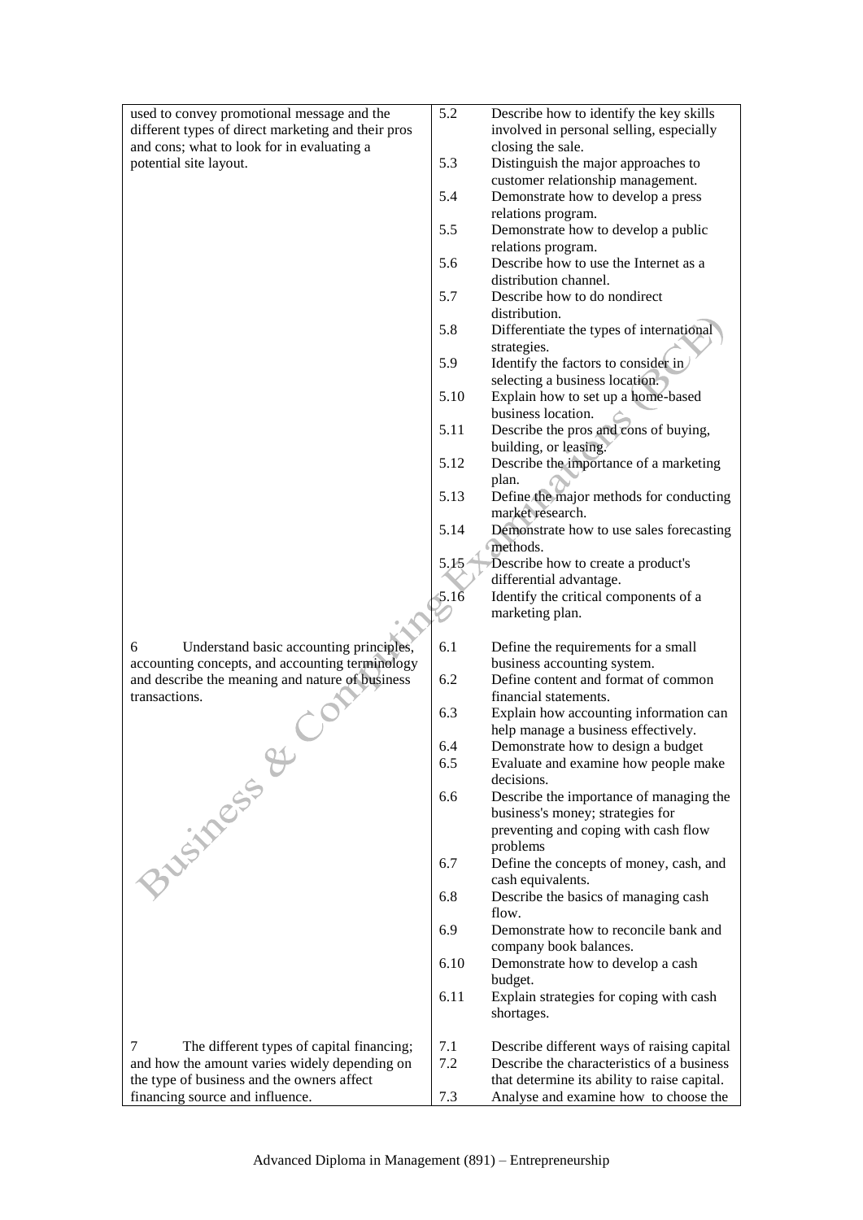| | | |
|---|---|---|
| used to convey promotional message and the different types of direct marketing and their pros and cons; what to look for in evaluating a potential site layout. | 5.2 | Describe how to identify the key skills involved in personal selling, especially closing the sale. |
| | 5.3 | Distinguish the major approaches to customer relationship management. |
| | 5.4 | Demonstrate how to develop a press relations program. |
| | 5.5 | Demonstrate how to develop a public relations program. |
| | 5.6 | Describe how to use the Internet as a distribution channel. |
| | 5.7 | Describe how to do nondirect distribution. |
| | 5.8 | Differentiate the types of international strategies. |
| | 5.9 | Identify the factors to consider in selecting a business location. |
| | 5.10 | Explain how to set up a home-based business location. |
| | 5.11 | Describe the pros and cons of buying, building, or leasing. |
| | 5.12 | Describe the importance of a marketing plan. |
| | 5.13 | Define the major methods for conducting market research. |
| | 5.14 | Demonstrate how to use sales forecasting methods. |
| | 5.15 | Describe how to create a product's differential advantage. |
| | 5.16 | Identify the critical components of a marketing plan. |
| 6 Understand basic accounting principles, accounting concepts, and accounting terminology and describe the meaning and nature of business transactions. | 6.1 | Define the requirements for a small business accounting system. |
| | 6.2 | Define content and format of common financial statements. |
| | 6.3 | Explain how accounting information can help manage a business effectively. |
| | 6.4 | Demonstrate how to design a budget |
| | 6.5 | Evaluate and examine how people make decisions. |
| | 6.6 | Describe the importance of managing the business's money; strategies for preventing and coping with cash flow problems |
| | 6.7 | Define the concepts of money, cash, and cash equivalents. |
| | 6.8 | Describe the basics of managing cash flow. |
| | 6.9 | Demonstrate how to reconcile bank and company book balances. |
| | 6.10 | Demonstrate how to develop a cash budget. |
| | 6.11 | Explain strategies for coping with cash shortages. |
| 7 The different types of capital financing; and how the amount varies widely depending on the type of business and the owners affect financing source and influence. | 7.1 | Describe different ways of raising capital |
| | 7.2 | Describe the characteristics of a business that determine its ability to raise capital. |
| | 7.3 | Analyse and examine how to choose the |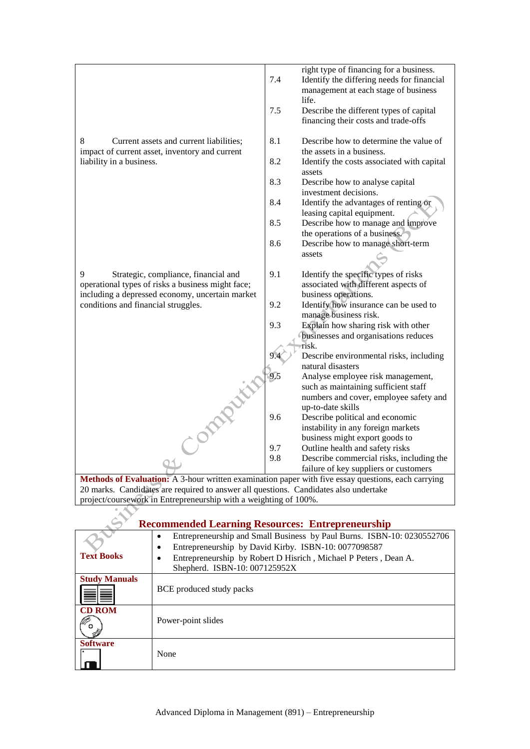| | | |
|---|---|---|
| | | right type of financing for a business. |
| | 7.4 | Identify the differing needs for financial management at each stage of business life. |
| | 7.5 | Describe the different types of capital financing their costs and trade-offs |
| 8 Current assets and current liabilities; impact of current asset, inventory and current liability in a business. | 8.1 | Describe how to determine the value of the assets in a business. |
| | 8.2 | Identify the costs associated with capital assets |
| | 8.3 | Describe how to analyse capital investment decisions. |
| | 8.4 | Identify the advantages of renting or leasing capital equipment. |
| | 8.5 | Describe how to manage and improve the operations of a business. |
| | 8.6 | Describe how to manage short-term assets |
| 9 Strategic, compliance, financial and operational types of risks a business might face; including a depressed economy, uncertain market conditions and financial struggles. | 9.1 | Identify the specific types of risks associated with different aspects of business operations. |
| | 9.2 | Identify how insurance can be used to manage business risk. |
| | 9.3 | Explain how sharing risk with other businesses and organisations reduces risk. |
| | 9.4 | Describe environmental risks, including natural disasters |
| | 9.5 | Analyse employee risk management, such as maintaining sufficient staff numbers and cover, employee safety and up-to-date skills |
| | 9.6 | Describe political and economic instability in any foreign markets business might export goods to |
| | 9.7 | Outline health and safety risks |
| | 9.8 | Describe commercial risks, including the failure of key suppliers or customers |

**Methods of Evaluation:** A 3-hour written examination paper with five essay questions, each carrying 20 marks. Candidates are required to answer all questions. Candidates also undertake project/coursework in Entrepreneurship with a weighting of 100%.

## Recommended Learning Resources: Entrepreneurship

| | |
|---|---|
| **Text Books** | • Entrepreneurship and Small Business by Paul Burns. ISBN-10: 0230552706<br>• Entrepreneurship by David Kirby. ISBN-10: 0077098587<br>• Entrepreneurship by Robert D Hisrich , Michael P Peters , Dean A. Shepherd. ISBN-10: 007125952X |
| **Study Manuals** | BCE produced study packs |
| **CD ROM** | Power-point slides |
| **Software** | None |